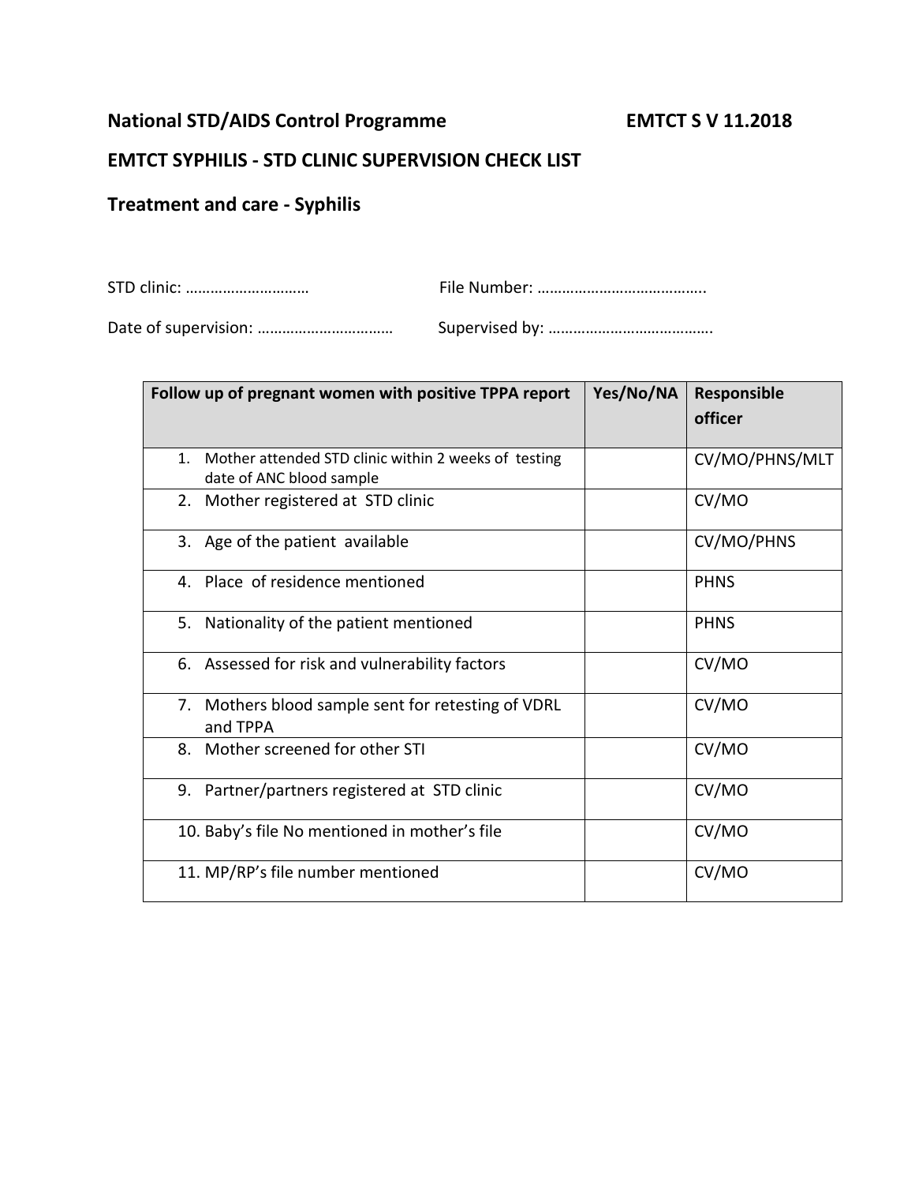**National STD/AIDS Control Programme** **EMTCT S V 11.2018**

## EMTCT SYPHILIS - STD CLINIC SUPERVISION CHECK LIST

## Treatment and care - Syphilis

STD clinic: ………………………… File Number: …………………………………..

Date of supervision: …………………………… Supervised by: ………………………………….

| Follow up of pregnant women with positive TPPA report | Yes/No/NA | Responsible officer |
|---|---|---|
| 1. Mother attended STD clinic within 2 weeks of testing date of ANC blood sample | | CV/MO/PHNS/MLT |
| 2. Mother registered at STD clinic | | CV/MO |
| 3. Age of the patient available | | CV/MO/PHNS |
| 4. Place of residence mentioned | | PHNS |
| 5. Nationality of the patient mentioned | | PHNS |
| 6. Assessed for risk and vulnerability factors | | CV/MO |
| 7. Mothers blood sample sent for retesting of VDRL and TPPA | | CV/MO |
| 8. Mother screened for other STI | | CV/MO |
| 9. Partner/partners registered at STD clinic | | CV/MO |
| 10. Baby's file No mentioned in mother's file | | CV/MO |
| 11. MP/RP's file number mentioned | | CV/MO |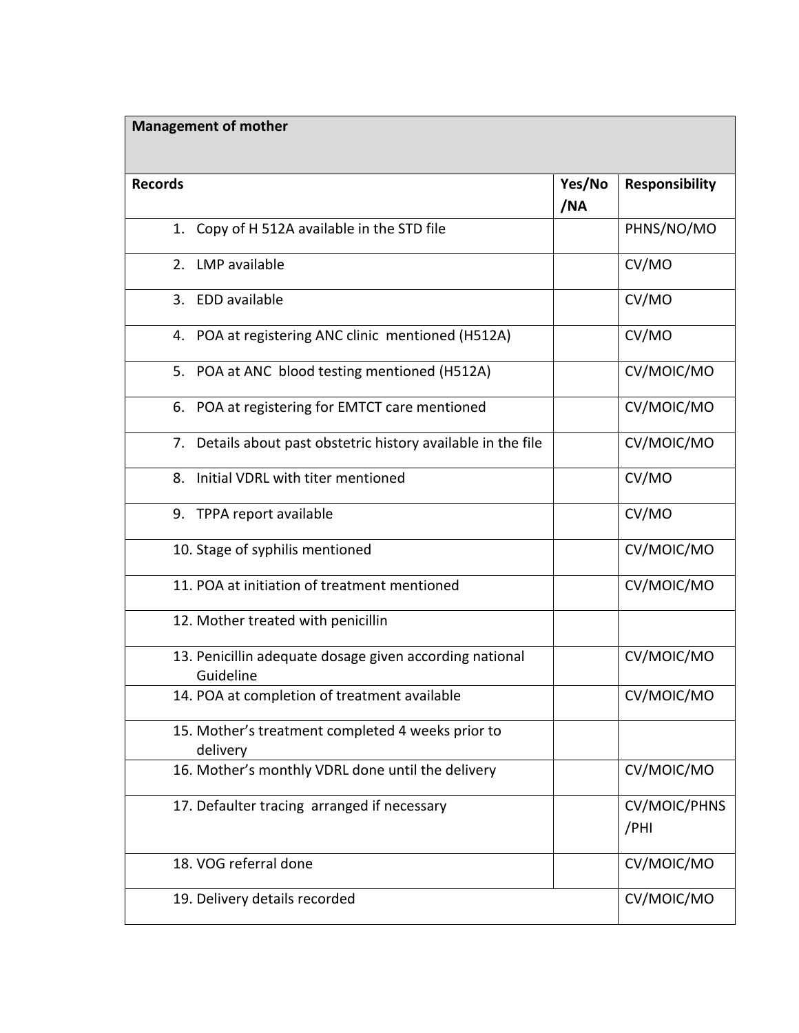| Management of mother | | |
|---|---|---|
| **Records** | **Yes/No /NA** | **Responsibility** |
| 1. Copy of H 512A available in the STD file | | PHNS/NO/MO |
| 2. LMP available | | CV/MO |
| 3. EDD available | | CV/MO |
| 4. POA at registering ANC clinic mentioned (H512A) | | CV/MO |
| 5. POA at ANC blood testing mentioned (H512A) | | CV/MOIC/MO |
| 6. POA at registering for EMTCT care mentioned | | CV/MOIC/MO |
| 7. Details about past obstetric history available in the file | | CV/MOIC/MO |
| 8. Initial VDRL with titer mentioned | | CV/MO |
| 9. TPPA report available | | CV/MO |
| 10. Stage of syphilis mentioned | | CV/MOIC/MO |
| 11. POA at initiation of treatment mentioned | | CV/MOIC/MO |
| 12. Mother treated with penicillin | | |
| 13. Penicillin adequate dosage given according national Guideline | | CV/MOIC/MO |
| 14. POA at completion of treatment available | | CV/MOIC/MO |
| 15. Mother's treatment completed 4 weeks prior to delivery | | |
| 16. Mother's monthly VDRL done until the delivery | | CV/MOIC/MO |
| 17. Defaulter tracing arranged if necessary | | CV/MOIC/PHNS /PHI |
| 18. VOG referral done | | CV/MOIC/MO |
| 19. Delivery details recorded | | CV/MOIC/MO |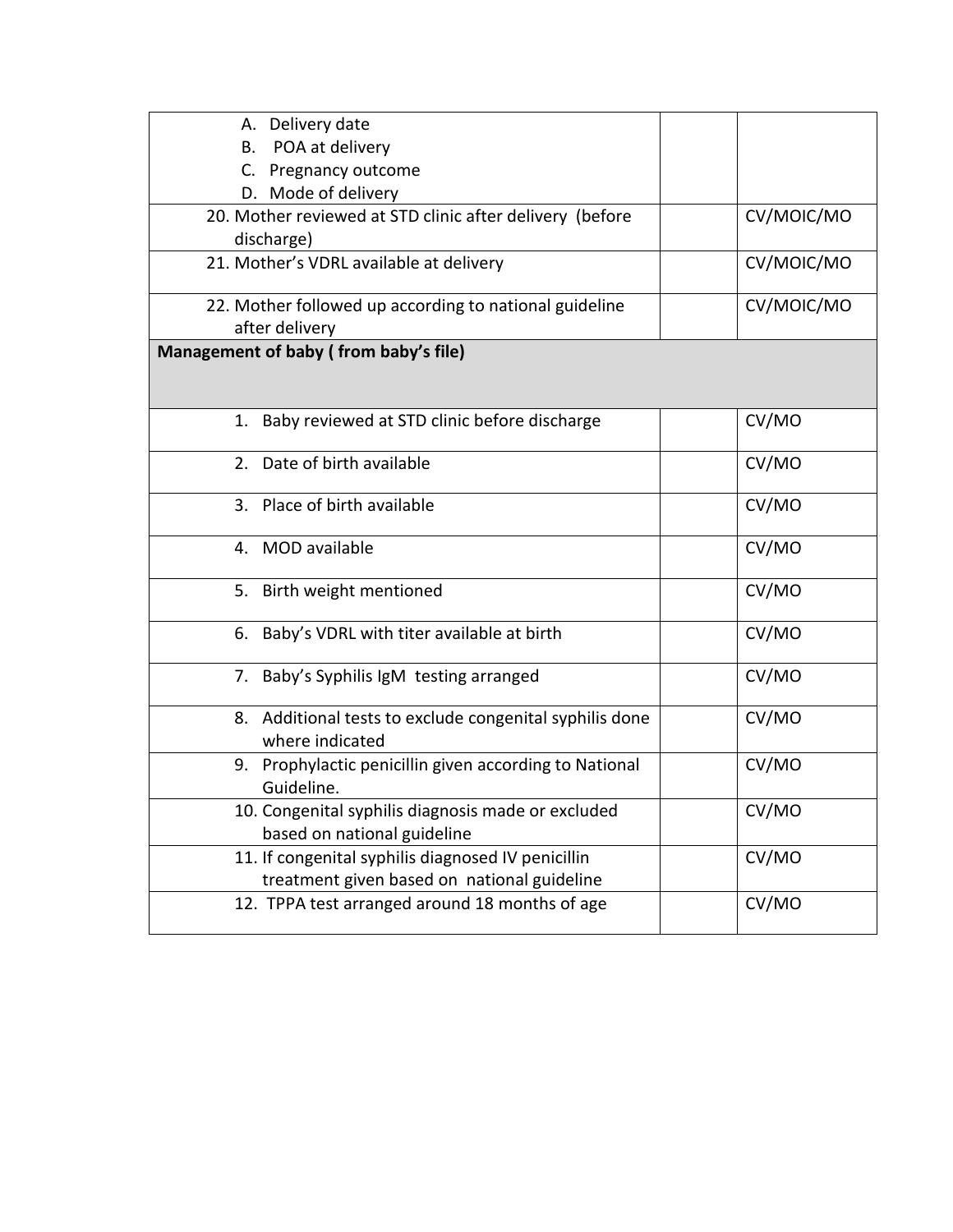| | | |
|---|---|---|
| A. Delivery date<br>B. POA at delivery<br>C. Pregnancy outcome<br>D. Mode of delivery | | |
| 20. Mother reviewed at STD clinic after delivery (before discharge) | | CV/MOIC/MO |
| 21. Mother's VDRL available at delivery | | CV/MOIC/MO |
| 22. Mother followed up according to national guideline after delivery | | CV/MOIC/MO |
| **Management of baby ( from baby's file)** | | |
| 1. Baby reviewed at STD clinic before discharge | | CV/MO |
| 2. Date of birth available | | CV/MO |
| 3. Place of birth available | | CV/MO |
| 4. MOD available | | CV/MO |
| 5. Birth weight mentioned | | CV/MO |
| 6. Baby's VDRL with titer available at birth | | CV/MO |
| 7. Baby's Syphilis IgM testing arranged | | CV/MO |
| 8. Additional tests to exclude congenital syphilis done where indicated | | CV/MO |
| 9. Prophylactic penicillin given according to National Guideline. | | CV/MO |
| 10. Congenital syphilis diagnosis made or excluded based on national guideline | | CV/MO |
| 11. If congenital syphilis diagnosed IV penicillin treatment given based on national guideline | | CV/MO |
| 12. TPPA test arranged around 18 months of age | | CV/MO |